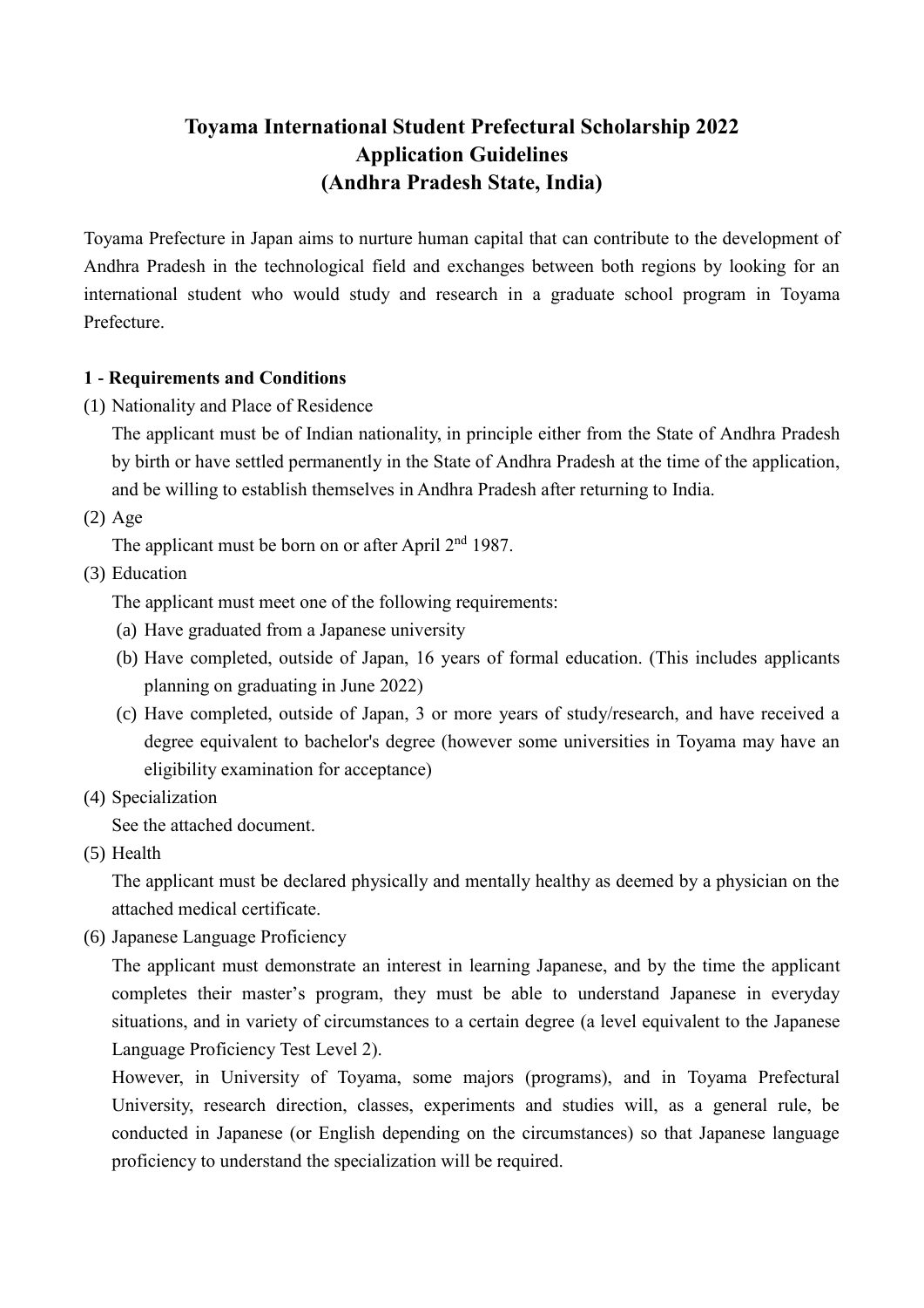# Toyama International Student Prefectural Scholarship 2022
# Application Guidelines
# (Andhra Pradesh State, India)

Toyama Prefecture in Japan aims to nurture human capital that can contribute to the development of Andhra Pradesh in the technological field and exchanges between both regions by looking for an international student who would study and research in a graduate school program in Toyama Prefecture.

## 1 - Requirements and Conditions

(1) Nationality and Place of Residence

The applicant must be of Indian nationality, in principle either from the State of Andhra Pradesh by birth or have settled permanently in the State of Andhra Pradesh at the time of the application, and be willing to establish themselves in Andhra Pradesh after returning to India.

(2) Age

The applicant must be born on or after April 2nd 1987.

(3) Education

The applicant must meet one of the following requirements:

(a) Have graduated from a Japanese university

(b) Have completed, outside of Japan, 16 years of formal education. (This includes applicants planning on graduating in June 2022)

(c) Have completed, outside of Japan, 3 or more years of study/research, and have received a degree equivalent to bachelor's degree (however some universities in Toyama may have an eligibility examination for acceptance)

(4) Specialization

See the attached document.

(5) Health

The applicant must be declared physically and mentally healthy as deemed by a physician on the attached medical certificate.

(6) Japanese Language Proficiency

The applicant must demonstrate an interest in learning Japanese, and by the time the applicant completes their master's program, they must be able to understand Japanese in everyday situations, and in variety of circumstances to a certain degree (a level equivalent to the Japanese Language Proficiency Test Level 2).

However, in University of Toyama, some majors (programs), and in Toyama Prefectural University, research direction, classes, experiments and studies will, as a general rule, be conducted in Japanese (or English depending on the circumstances) so that Japanese language proficiency to understand the specialization will be required.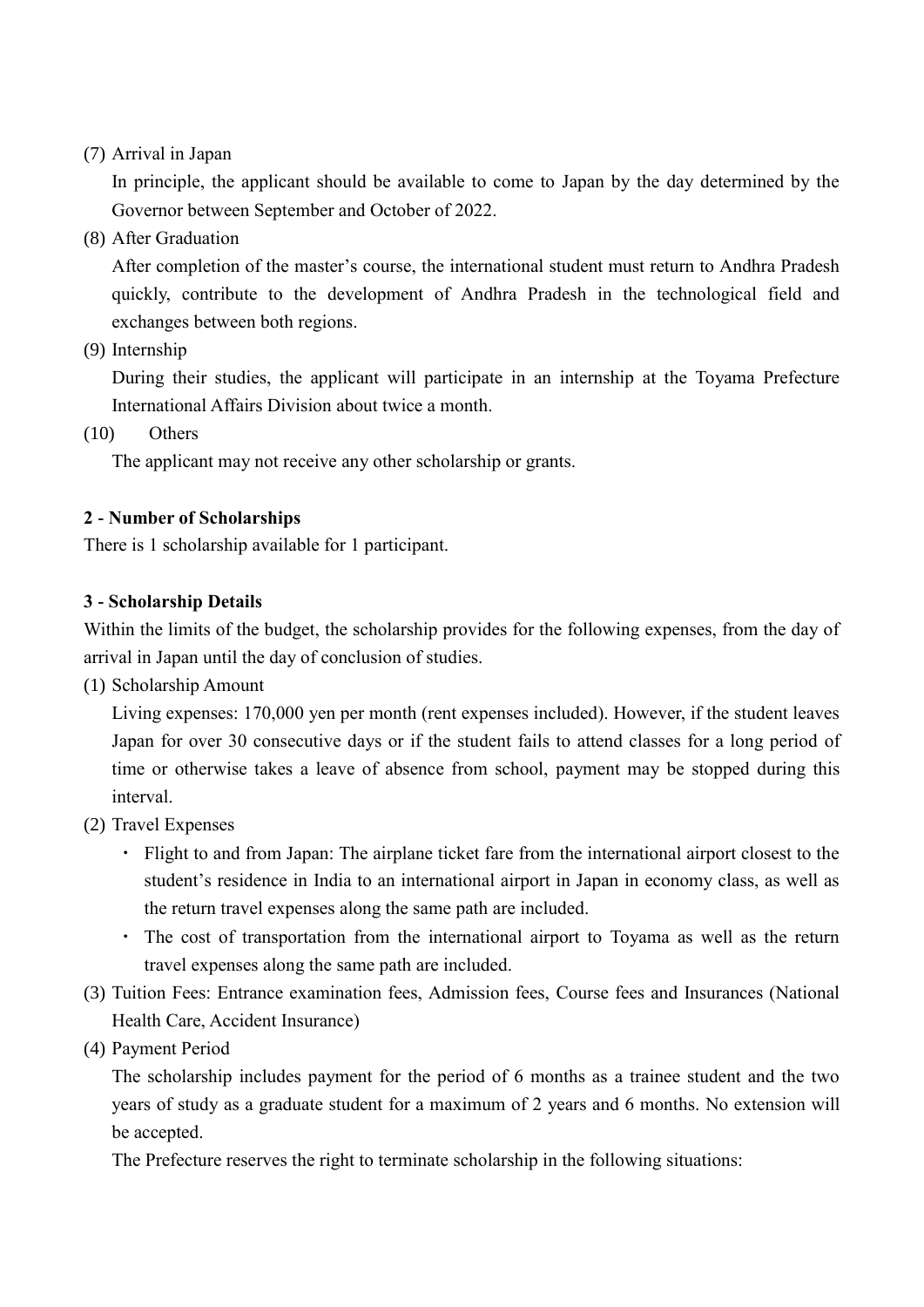(7) Arrival in Japan

In principle, the applicant should be available to come to Japan by the day determined by the Governor between September and October of 2022.

(8) After Graduation

After completion of the master's course, the international student must return to Andhra Pradesh quickly, contribute to the development of Andhra Pradesh in the technological field and exchanges between both regions.

(9) Internship

During their studies, the applicant will participate in an internship at the Toyama Prefecture International Affairs Division about twice a month.

(10) Others

The applicant may not receive any other scholarship or grants.

**2 - Number of Scholarships**

There is 1 scholarship available for 1 participant.

**3 - Scholarship Details**

Within the limits of the budget, the scholarship provides for the following expenses, from the day of arrival in Japan until the day of conclusion of studies.

(1) Scholarship Amount

Living expenses: 170,000 yen per month (rent expenses included). However, if the student leaves Japan for over 30 consecutive days or if the student fails to attend classes for a long period of time or otherwise takes a leave of absence from school, payment may be stopped during this interval.

(2) Travel Expenses

- Flight to and from Japan: The airplane ticket fare from the international airport closest to the student's residence in India to an international airport in Japan in economy class, as well as the return travel expenses along the same path are included.
- The cost of transportation from the international airport to Toyama as well as the return travel expenses along the same path are included.

(3) Tuition Fees: Entrance examination fees, Admission fees, Course fees and Insurances (National Health Care, Accident Insurance)

(4) Payment Period

The scholarship includes payment for the period of 6 months as a trainee student and the two years of study as a graduate student for a maximum of 2 years and 6 months. No extension will be accepted.

The Prefecture reserves the right to terminate scholarship in the following situations: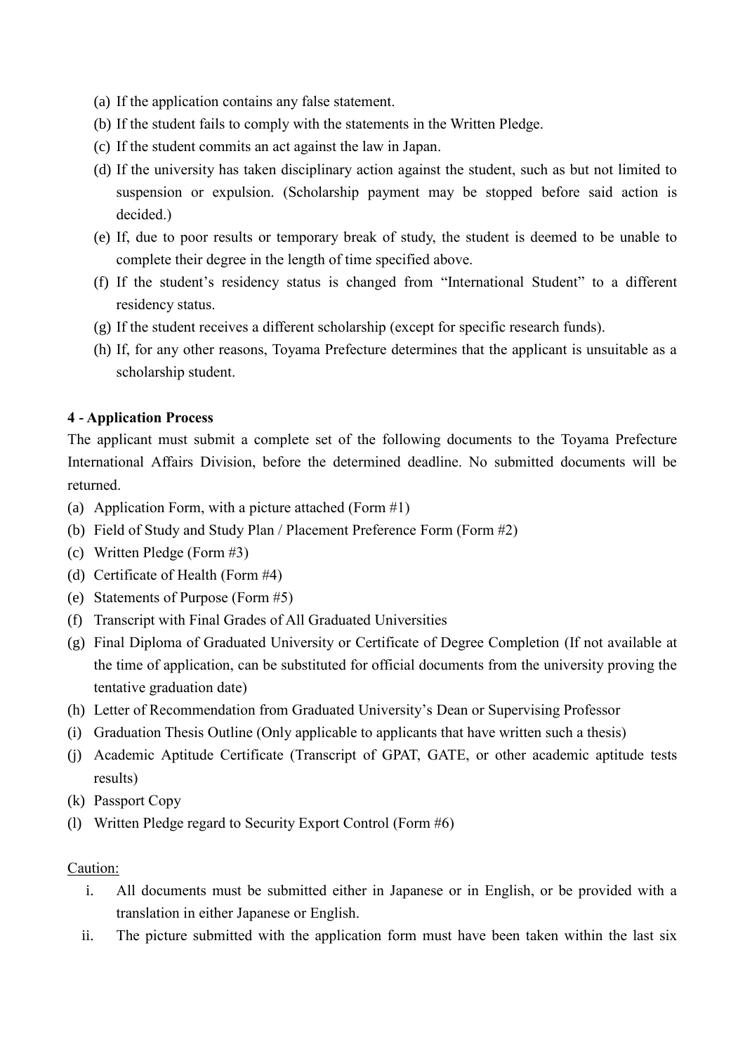(a) If the application contains any false statement.
(b) If the student fails to comply with the statements in the Written Pledge.
(c) If the student commits an act against the law in Japan.
(d) If the university has taken disciplinary action against the student, such as but not limited to suspension or expulsion. (Scholarship payment may be stopped before said action is decided.)
(e) If, due to poor results or temporary break of study, the student is deemed to be unable to complete their degree in the length of time specified above.
(f) If the student's residency status is changed from "International Student" to a different residency status.
(g) If the student receives a different scholarship (except for specific research funds).
(h) If, for any other reasons, Toyama Prefecture determines that the applicant is unsuitable as a scholarship student.

**4 - Application Process**

The applicant must submit a complete set of the following documents to the Toyama Prefecture International Affairs Division, before the determined deadline. No submitted documents will be returned.

(a) Application Form, with a picture attached (Form #1)
(b) Field of Study and Study Plan / Placement Preference Form (Form #2)
(c) Written Pledge (Form #3)
(d) Certificate of Health (Form #4)
(e) Statements of Purpose (Form #5)
(f) Transcript with Final Grades of All Graduated Universities
(g) Final Diploma of Graduated University or Certificate of Degree Completion (If not available at the time of application, can be substituted for official documents from the university proving the tentative graduation date)
(h) Letter of Recommendation from Graduated University's Dean or Supervising Professor
(i) Graduation Thesis Outline (Only applicable to applicants that have written such a thesis)
(j) Academic Aptitude Certificate (Transcript of GPAT, GATE, or other academic aptitude tests results)
(k) Passport Copy
(l) Written Pledge regard to Security Export Control (Form #6)

Caution:

i. All documents must be submitted either in Japanese or in English, or be provided with a translation in either Japanese or English.
ii. The picture submitted with the application form must have been taken within the last six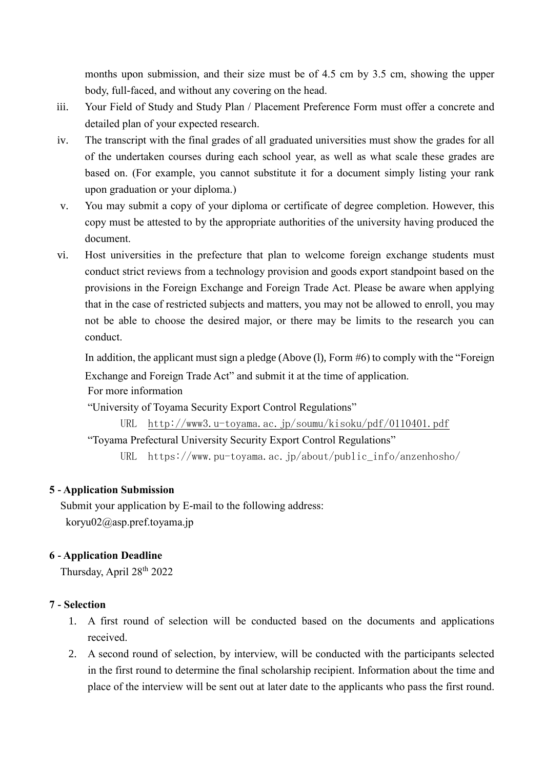months upon submission, and their size must be of 4.5 cm by 3.5 cm, showing the upper body, full-faced, and without any covering on the head.

iii. Your Field of Study and Study Plan / Placement Preference Form must offer a concrete and detailed plan of your expected research.

iv. The transcript with the final grades of all graduated universities must show the grades for all of the undertaken courses during each school year, as well as what scale these grades are based on. (For example, you cannot substitute it for a document simply listing your rank upon graduation or your diploma.)

v. You may submit a copy of your diploma or certificate of degree completion. However, this copy must be attested to by the appropriate authorities of the university having produced the document.

vi. Host universities in the prefecture that plan to welcome foreign exchange students must conduct strict reviews from a technology provision and goods export standpoint based on the provisions in the Foreign Exchange and Foreign Trade Act. Please be aware when applying that in the case of restricted subjects and matters, you may not be allowed to enroll, you may not be able to choose the desired major, or there may be limits to the research you can conduct.

In addition, the applicant must sign a pledge (Above (l), Form #6) to comply with the "Foreign Exchange and Foreign Trade Act" and submit it at the time of application.

For more information

"University of Toyama Security Export Control Regulations"

URL http://www3.u-toyama.ac.jp/soumu/kisoku/pdf/0110401.pdf

"Toyama Prefectural University Security Export Control Regulations"

URL https://www.pu-toyama.ac.jp/about/public_info/anzenhosho/

## 5 - Application Submission

Submit your application by E-mail to the following address:

koryu02@asp.pref.toyama.jp

## 6 - Application Deadline

Thursday, April 28th 2022

## 7 - Selection

1. A first round of selection will be conducted based on the documents and applications received.
2. A second round of selection, by interview, will be conducted with the participants selected in the first round to determine the final scholarship recipient. Information about the time and place of the interview will be sent out at later date to the applicants who pass the first round.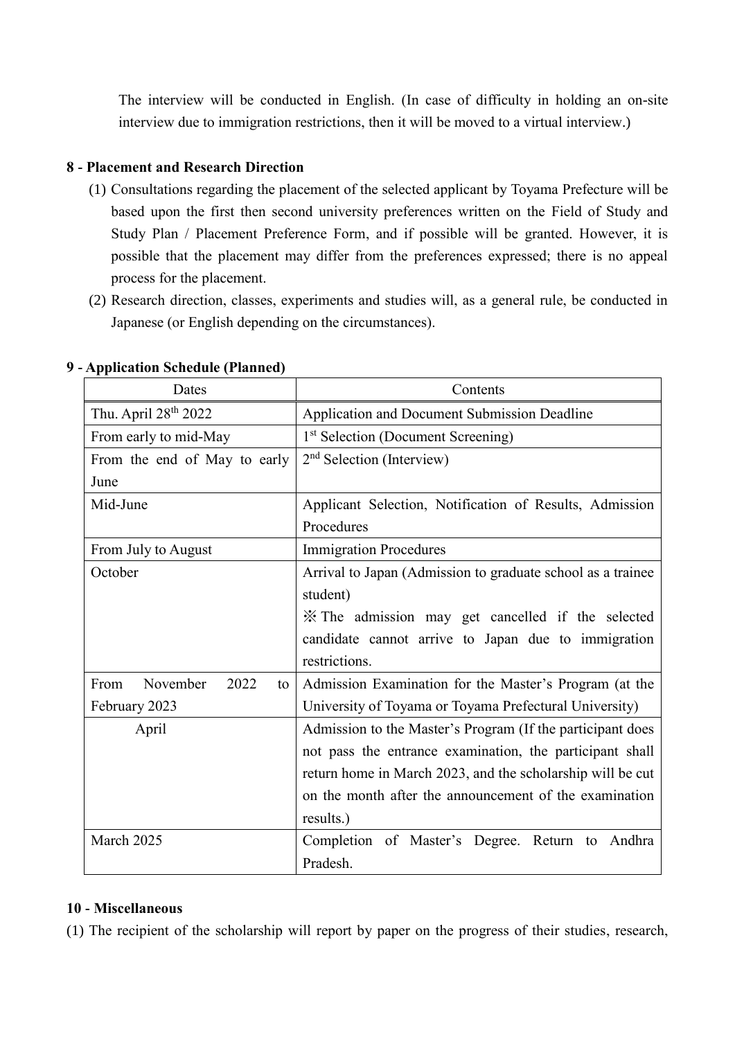The interview will be conducted in English. (In case of difficulty in holding an on-site interview due to immigration restrictions, then it will be moved to a virtual interview.)

**8 - Placement and Research Direction**

(1) Consultations regarding the placement of the selected applicant by Toyama Prefecture will be based upon the first then second university preferences written on the Field of Study and Study Plan / Placement Preference Form, and if possible will be granted. However, it is possible that the placement may differ from the preferences expressed; there is no appeal process for the placement.

(2) Research direction, classes, experiments and studies will, as a general rule, be conducted in Japanese (or English depending on the circumstances).

**9 - Application Schedule (Planned)**

| Dates | Contents |
|---|---|
| Thu. April 28th 2022 | Application and Document Submission Deadline |
| From early to mid-May | 1st Selection (Document Screening) |
| From the end of May to early June | 2nd Selection (Interview) |
| Mid-June | Applicant Selection, Notification of Results, Admission Procedures |
| From July to August | Immigration Procedures |
| October | Arrival to Japan (Admission to graduate school as a trainee student)<br>※ The admission may get cancelled if the selected candidate cannot arrive to Japan due to immigration restrictions. |
| From November 2022 to February 2023 | Admission Examination for the Master's Program (at the University of Toyama or Toyama Prefectural University) |
| April | Admission to the Master's Program (If the participant does not pass the entrance examination, the participant shall return home in March 2023, and the scholarship will be cut on the month after the announcement of the examination results.) |
| March 2025 | Completion of Master's Degree. Return to Andhra Pradesh. |

**10 - Miscellaneous**

(1) The recipient of the scholarship will report by paper on the progress of their studies, research,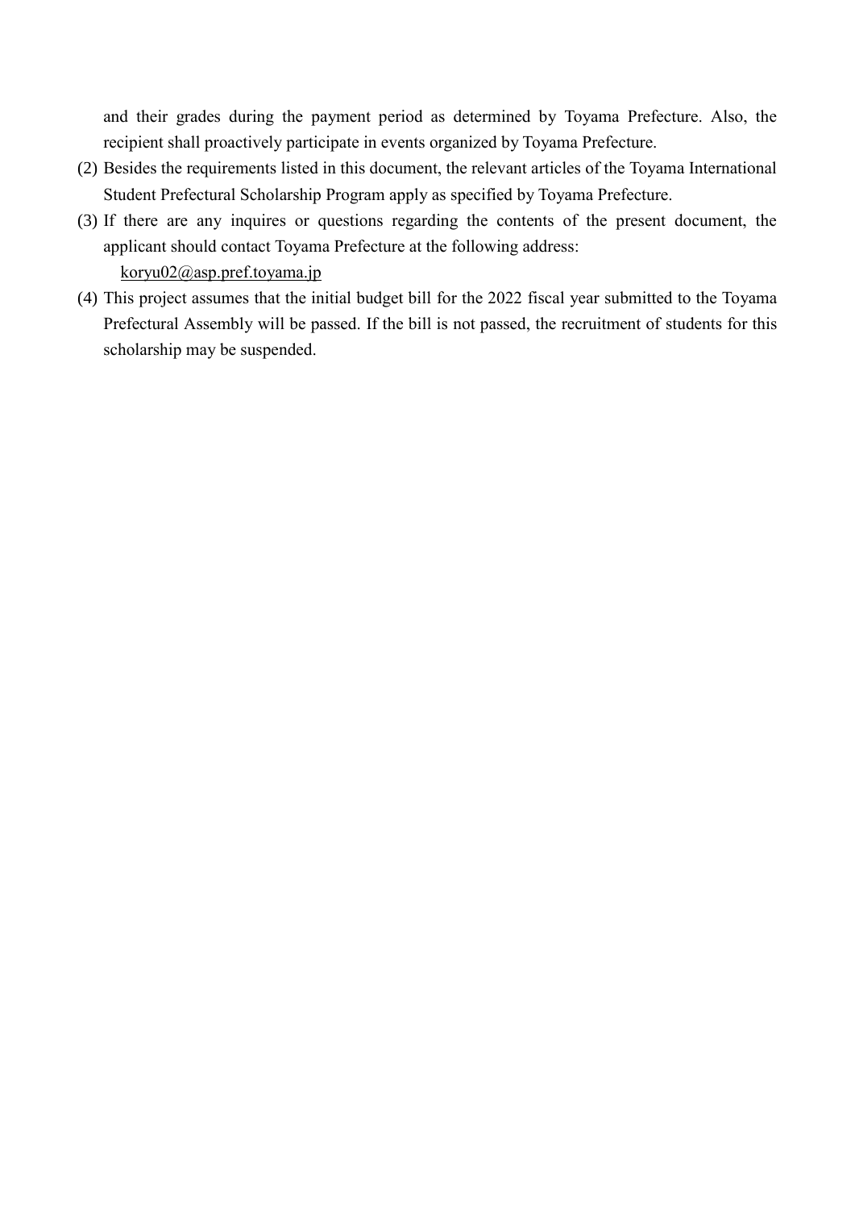and their grades during the payment period as determined by Toyama Prefecture. Also, the recipient shall proactively participate in events organized by Toyama Prefecture.

(2) Besides the requirements listed in this document, the relevant articles of the Toyama International Student Prefectural Scholarship Program apply as specified by Toyama Prefecture.

(3) If there are any inquires or questions regarding the contents of the present document, the applicant should contact Toyama Prefecture at the following address:

koryu02@asp.pref.toyama.jp

(4) This project assumes that the initial budget bill for the 2022 fiscal year submitted to the Toyama Prefectural Assembly will be passed. If the bill is not passed, the recruitment of students for this scholarship may be suspended.